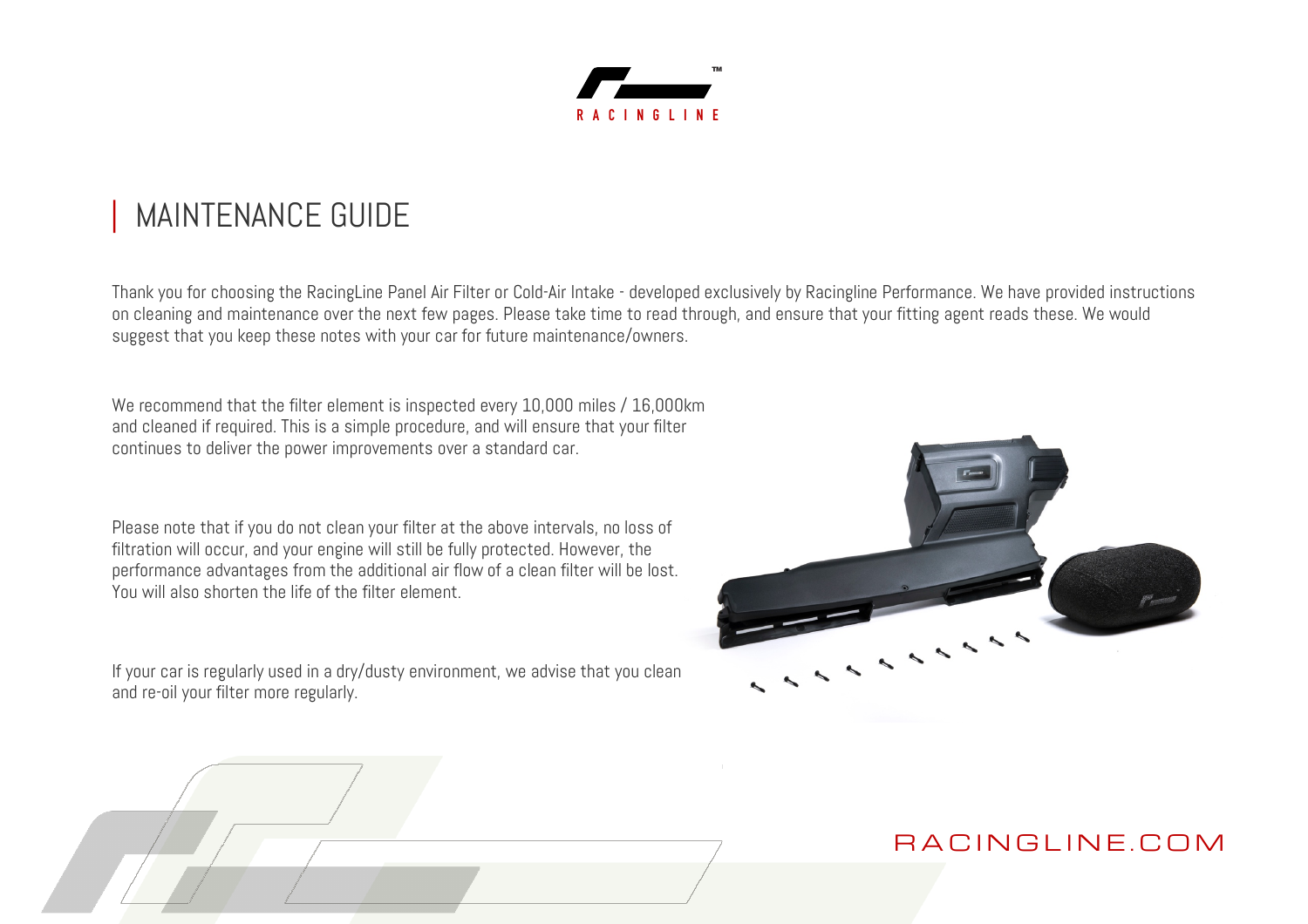RACINGLINE

# MAINTENANCE GUIDE

Thank you for choosing the RacingLine Panel Air Filter or Cold-Air Intake - developed exclusively by Racingline Performance. We have provided instructions on cleaning and maintenance over the next few pages. Please take time to read through, and ensure that your fitting agent reads these. We would suggest that you keep these notes with your car for future maintenance/owners.

We recommend that the filter element is inspected every 10,000 miles / 16,000km and cleaned if required. This is a simple procedure, and will ensure that your filter continues to deliver the power improvements over a standard car.

Please note that if you do not clean your filter at the above intervals, no loss of filtration will occur, and your engine will still be fully protected. However, the performance advantages from the additional air flow of a clean filter will be lost. You will also shorten the life of the filter element.

If your car is regularly used in a dry/dusty environment, we advise that you clean and re-oil your filter more regularly.

RACINGLINE.COM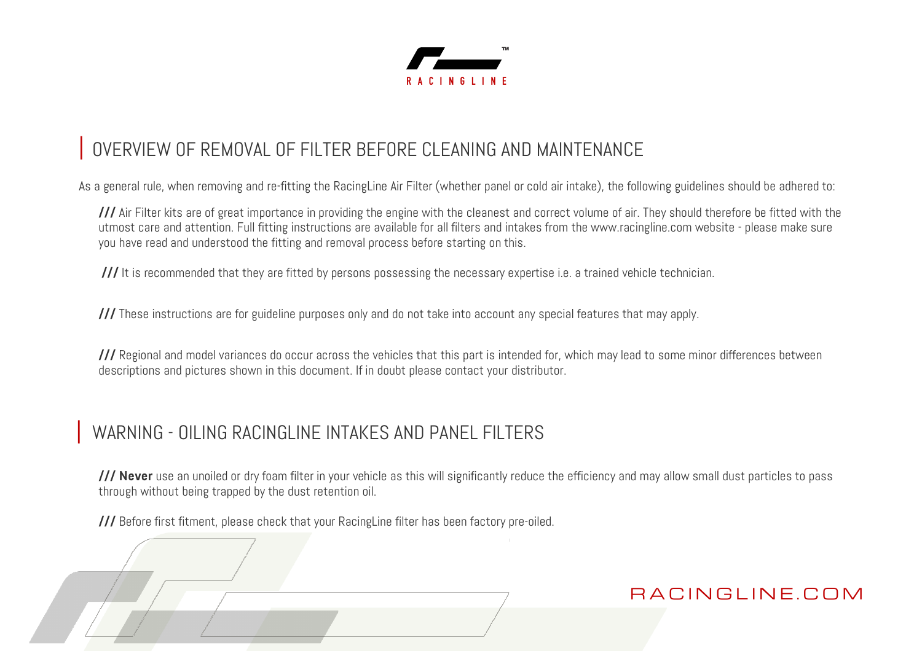## OVERVIEW OF REMOVAL OF FILTER BEFORE CLEANING AND MAINTENANCE

As a general rule, when removing and re-fitting the RacingLine Air Filter (whether panel or cold air intake), the following guidelines should be adhered to:

**///** Air Filter kits are of great importance in providing the engine with the cleanest and correct volume of air. They should therefore be fitted with the utmost care and attention. Full fitting instructions are available for all filters and intakes from the www.racingline.com website - please make sure you have read and understood the fitting and removal process before starting on this.

**///** It is recommended that they are fitted by persons possessing the necessary expertise i.e. a trained vehicle technician.

**///** These instructions are for guideline purposes only and do not take into account any special features that may apply.

**///** Regional and model variances do occur across the vehicles that this part is intended for, which may lead to some minor differences between descriptions and pictures shown in this document. If in doubt please contact your distributor.

## WARNING - OILING RACINGLINE INTAKES AND PANEL FILTERS

**/// Never** use an unoiled or dry foam filter in your vehicle as this will significantly reduce the efficiency and may allow small dust particles to pass through without being trapped by the dust retention oil.

**///** Before first fitment, please check that your RacingLine filter has been factory pre-oiled.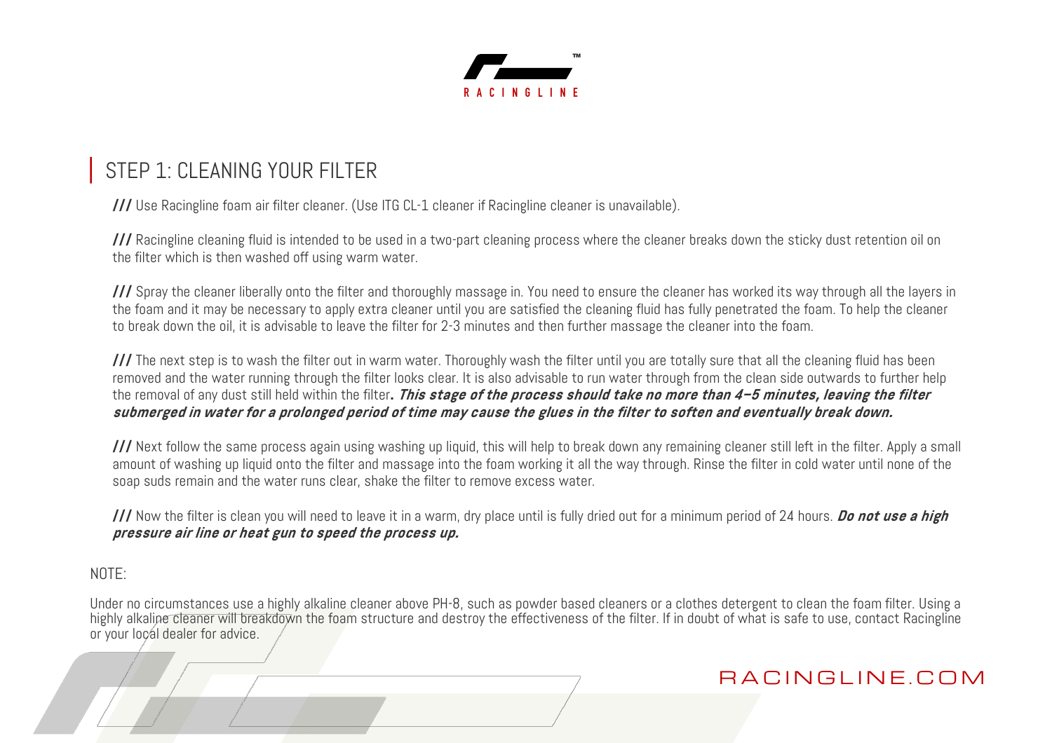## STEP 1: CLEANING YOUR FILTER

/// Use Racingline foam air filter cleaner. (Use ITG CL-1 cleaner if Racingline cleaner is unavailable).

/// Racingline cleaning fluid is intended to be used in a two-part cleaning process where the cleaner breaks down the sticky dust retention oil on the filter which is then washed off using warm water.

/// Spray the cleaner liberally onto the filter and thoroughly massage in. You need to ensure the cleaner has worked its way through all the layers in the foam and it may be necessary to apply extra cleaner until you are satisfied the cleaning fluid has fully penetrated the foam. To help the cleaner to break down the oil, it is advisable to leave the filter for 2-3 minutes and then further massage the cleaner into the foam.

/// The next step is to wash the filter out in warm water. Thoroughly wash the filter until you are totally sure that all the cleaning fluid has been removed and the water running through the filter looks clear. It is also advisable to run water through from the clean side outwards to further help the removal of any dust still held within the filter***. This stage of the process should take no more than 4–5 minutes, leaving the filter submerged in water for a prolonged period of time may cause the glues in the filter to soften and eventually break down.***

/// Next follow the same process again using washing up liquid, this will help to break down any remaining cleaner still left in the filter. Apply a small amount of washing up liquid onto the filter and massage into the foam working it all the way through. Rinse the filter in cold water until none of the soap suds remain and the water runs clear, shake the filter to remove excess water.

/// Now the filter is clean you will need to leave it in a warm, dry place until is fully dried out for a minimum period of 24 hours. ***Do not use a high pressure air line or heat gun to speed the process up.***

NOTE:

Under no circumstances use a highly alkaline cleaner above PH-8, such as powder based cleaners or a clothes detergent to clean the foam filter. Using a highly alkaline cleaner will breakdown the foam structure and destroy the effectiveness of the filter. If in doubt of what is safe to use, contact Racingline or your local dealer for advice.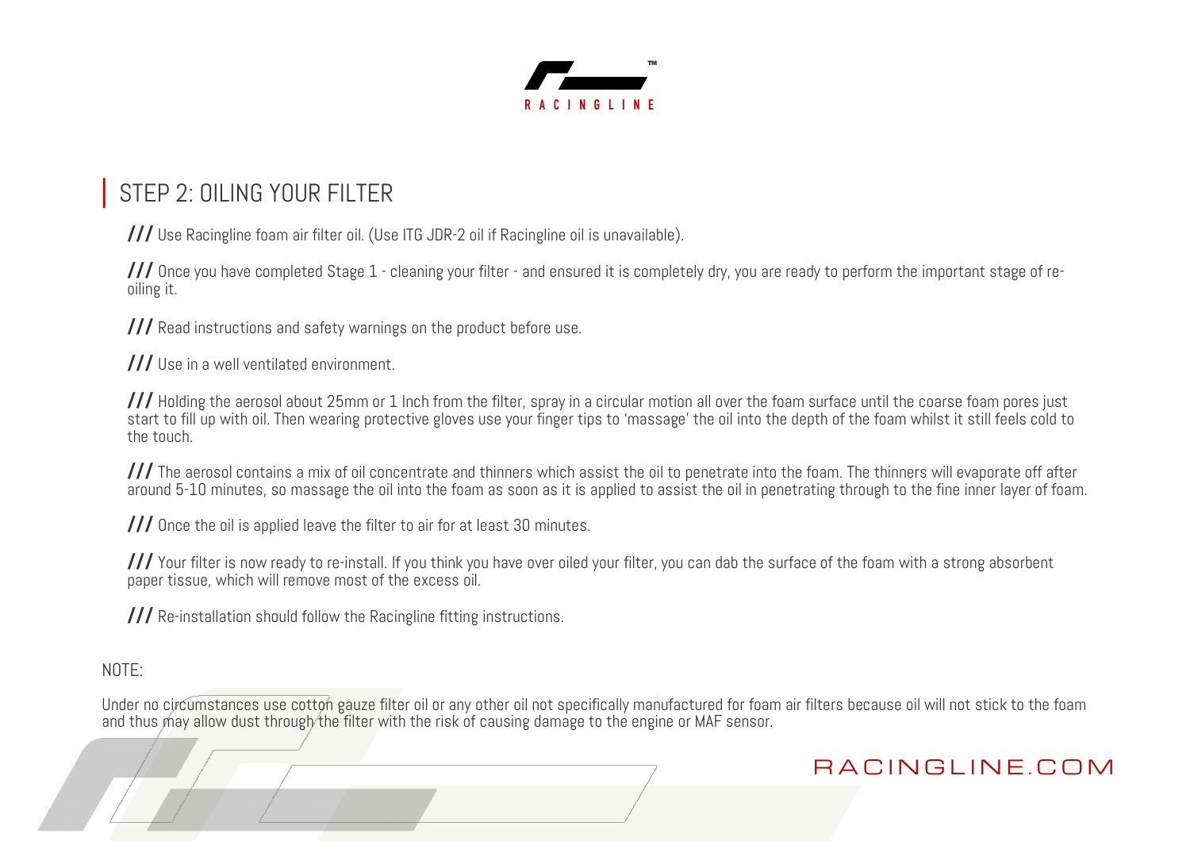## STEP 2: OILING YOUR FILTER

**///** Use Racingline foam air filter oil. (Use ITG JDR-2 oil if Racingline oil is unavailable).

**///** Once you have completed Stage 1 - cleaning your filter - and ensured it is completely dry, you are ready to perform the important stage of re-oiling it.

**///** Read instructions and safety warnings on the product before use.

**///** Use in a well ventilated environment.

**///** Holding the aerosol about 25mm or 1 Inch from the filter, spray in a circular motion all over the foam surface until the coarse foam pores just start to fill up with oil. Then wearing protective gloves use your finger tips to 'massage' the oil into the depth of the foam whilst it still feels cold to the touch.

**///** The aerosol contains a mix of oil concentrate and thinners which assist the oil to penetrate into the foam. The thinners will evaporate off after around 5-10 minutes, so massage the oil into the foam as soon as it is applied to assist the oil in penetrating through to the fine inner layer of foam.

**///** Once the oil is applied leave the filter to air for at least 30 minutes.

**///** Your filter is now ready to re-install. If you think you have over oiled your filter, you can dab the surface of the foam with a strong absorbent paper tissue, which will remove most of the excess oil.

**///** Re-installation should follow the Racingline fitting instructions.

NOTE:

Under no circumstances use cotton gauze filter oil or any other oil not specifically manufactured for foam air filters because oil will not stick to the foam and thus may allow dust through the filter with the risk of causing damage to the engine or MAF sensor.

RACINGLINE.COM